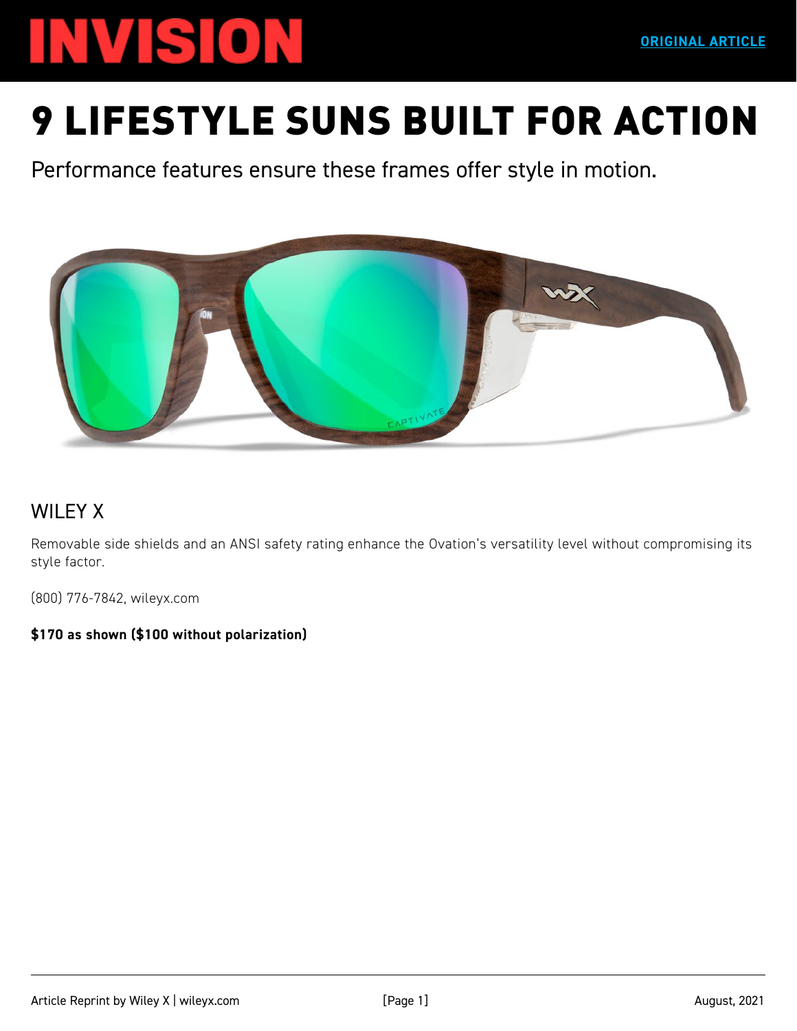INVISION

ORIGINAL ARTICLE

# 9 LIFESTYLE SUNS BUILT FOR ACTION

Performance features ensure these frames offer style in motion.

## WILEY X

Removable side shields and an ANSI safety rating enhance the Ovation's versatility level without compromising its style factor.

(800) 776-7842, wileyx.com

**$170 as shown ($100 without polarization)**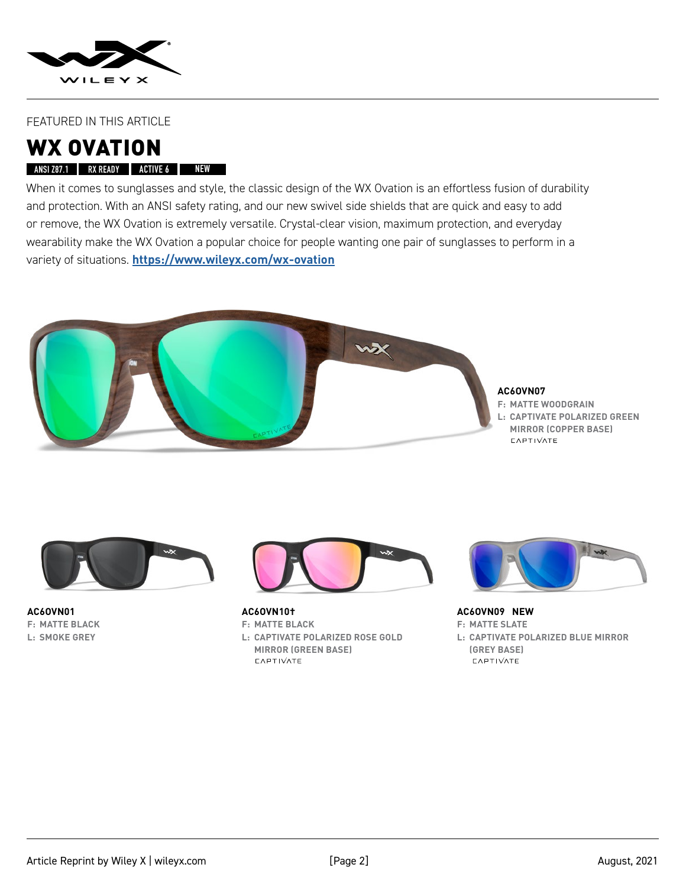FEATURED IN THIS ARTICLE

# WX OVATION

ANSI Z87.1 | RX READY | ACTIVE 6 | NEW

When it comes to sunglasses and style, the classic design of the WX Ovation is an effortless fusion of durability and protection. With an ANSI safety rating, and our new swivel side shields that are quick and easy to add or remove, the WX Ovation is extremely versatile. Crystal-clear vision, maximum protection, and everyday wearability make the WX Ovation a popular choice for people wanting one pair of sunglasses to perform in a variety of situations. **https://www.wileyx.com/wx-ovation**

**AC6OVN07**
F: MATTE WOODGRAIN
L: CAPTIVATE POLARIZED GREEN MIRROR (COPPER BASE)
CAPTIVATE

**AC6OVN01**
F: MATTE BLACK
L: SMOKE GREY

**AC6OVN10†**
F: MATTE BLACK
L: CAPTIVATE POLARIZED ROSE GOLD MIRROR (GREEN BASE)
CAPTIVATE

**AC6OVN09 NEW**
F: MATTE SLATE
L: CAPTIVATE POLARIZED BLUE MIRROR (GREY BASE)
CAPTIVATE